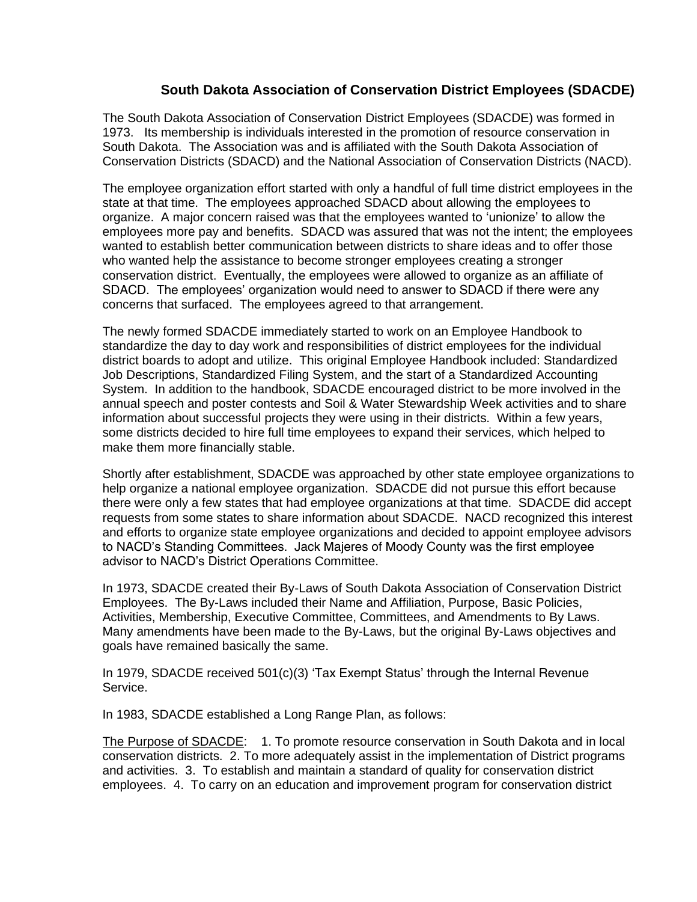## South Dakota Association of Conservation District Employees (SDACDE)

The South Dakota Association of Conservation District Employees (SDACDE) was formed in 1973. Its membership is individuals interested in the promotion of resource conservation in South Dakota. The Association was and is affiliated with the South Dakota Association of Conservation Districts (SDACD) and the National Association of Conservation Districts (NACD).

The employee organization effort started with only a handful of full time district employees in the state at that time. The employees approached SDACD about allowing the employees to organize. A major concern raised was that the employees wanted to 'unionize' to allow the employees more pay and benefits. SDACD was assured that was not the intent; the employees wanted to establish better communication between districts to share ideas and to offer those who wanted help the assistance to become stronger employees creating a stronger conservation district. Eventually, the employees were allowed to organize as an affiliate of SDACD. The employees' organization would need to answer to SDACD if there were any concerns that surfaced. The employees agreed to that arrangement.

The newly formed SDACDE immediately started to work on an Employee Handbook to standardize the day to day work and responsibilities of district employees for the individual district boards to adopt and utilize. This original Employee Handbook included: Standardized Job Descriptions, Standardized Filing System, and the start of a Standardized Accounting System. In addition to the handbook, SDACDE encouraged district to be more involved in the annual speech and poster contests and Soil & Water Stewardship Week activities and to share information about successful projects they were using in their districts. Within a few years, some districts decided to hire full time employees to expand their services, which helped to make them more financially stable.

Shortly after establishment, SDACDE was approached by other state employee organizations to help organize a national employee organization. SDACDE did not pursue this effort because there were only a few states that had employee organizations at that time. SDACDE did accept requests from some states to share information about SDACDE. NACD recognized this interest and efforts to organize state employee organizations and decided to appoint employee advisors to NACD's Standing Committees. Jack Majeres of Moody County was the first employee advisor to NACD's District Operations Committee.

In 1973, SDACDE created their By-Laws of South Dakota Association of Conservation District Employees. The By-Laws included their Name and Affiliation, Purpose, Basic Policies, Activities, Membership, Executive Committee, Committees, and Amendments to By Laws. Many amendments have been made to the By-Laws, but the original By-Laws objectives and goals have remained basically the same.

In 1979, SDACDE received 501(c)(3) 'Tax Exempt Status' through the Internal Revenue Service.

In 1983, SDACDE established a Long Range Plan, as follows:

<u>The Purpose of SDACDE</u>: 1. To promote resource conservation in South Dakota and in local conservation districts. 2. To more adequately assist in the implementation of District programs and activities. 3. To establish and maintain a standard of quality for conservation district employees. 4. To carry on an education and improvement program for conservation district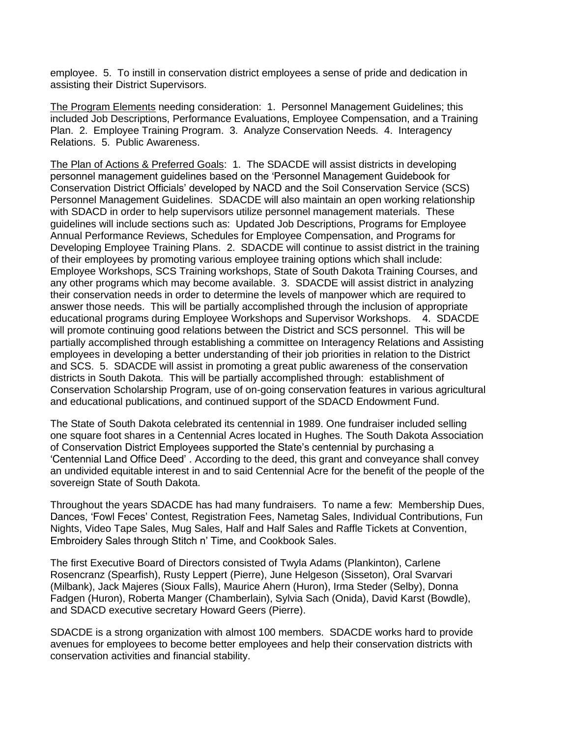employee. 5. To instill in conservation district employees a sense of pride and dedication in assisting their District Supervisors.

<u>The Program Elements</u> needing consideration: 1. Personnel Management Guidelines; this included Job Descriptions, Performance Evaluations, Employee Compensation, and a Training Plan. 2. Employee Training Program. 3. Analyze Conservation Needs. 4. Interagency Relations. 5. Public Awareness.

<u>The Plan of Actions & Preferred Goals</u>: 1. The SDACDE will assist districts in developing personnel management guidelines based on the 'Personnel Management Guidebook for Conservation District Officials' developed by NACD and the Soil Conservation Service (SCS) Personnel Management Guidelines. SDACDE will also maintain an open working relationship with SDACD in order to help supervisors utilize personnel management materials. These guidelines will include sections such as: Updated Job Descriptions, Programs for Employee Annual Performance Reviews, Schedules for Employee Compensation, and Programs for Developing Employee Training Plans. 2. SDACDE will continue to assist district in the training of their employees by promoting various employee training options which shall include: Employee Workshops, SCS Training workshops, State of South Dakota Training Courses, and any other programs which may become available. 3. SDACDE will assist district in analyzing their conservation needs in order to determine the levels of manpower which are required to answer those needs. This will be partially accomplished through the inclusion of appropriate educational programs during Employee Workshops and Supervisor Workshops. 4. SDACDE will promote continuing good relations between the District and SCS personnel. This will be partially accomplished through establishing a committee on Interagency Relations and Assisting employees in developing a better understanding of their job priorities in relation to the District and SCS. 5. SDACDE will assist in promoting a great public awareness of the conservation districts in South Dakota. This will be partially accomplished through: establishment of Conservation Scholarship Program, use of on-going conservation features in various agricultural and educational publications, and continued support of the SDACD Endowment Fund.

The State of South Dakota celebrated its centennial in 1989. One fundraiser included selling one square foot shares in a Centennial Acres located in Hughes. The South Dakota Association of Conservation District Employees supported the State's centennial by purchasing a 'Centennial Land Office Deed' . According to the deed, this grant and conveyance shall convey an undivided equitable interest in and to said Centennial Acre for the benefit of the people of the sovereign State of South Dakota.

Throughout the years SDACDE has had many fundraisers. To name a few: Membership Dues, Dances, 'Fowl Feces' Contest, Registration Fees, Nametag Sales, Individual Contributions, Fun Nights, Video Tape Sales, Mug Sales, Half and Half Sales and Raffle Tickets at Convention, Embroidery Sales through Stitch n' Time, and Cookbook Sales.

The first Executive Board of Directors consisted of Twyla Adams (Plankinton), Carlene Rosencranz (Spearfish), Rusty Leppert (Pierre), June Helgeson (Sisseton), Oral Svarvari (Milbank), Jack Majeres (Sioux Falls), Maurice Ahern (Huron), Irma Steder (Selby), Donna Fadgen (Huron), Roberta Manger (Chamberlain), Sylvia Sach (Onida), David Karst (Bowdle), and SDACD executive secretary Howard Geers (Pierre).

SDACDE is a strong organization with almost 100 members. SDACDE works hard to provide avenues for employees to become better employees and help their conservation districts with conservation activities and financial stability.